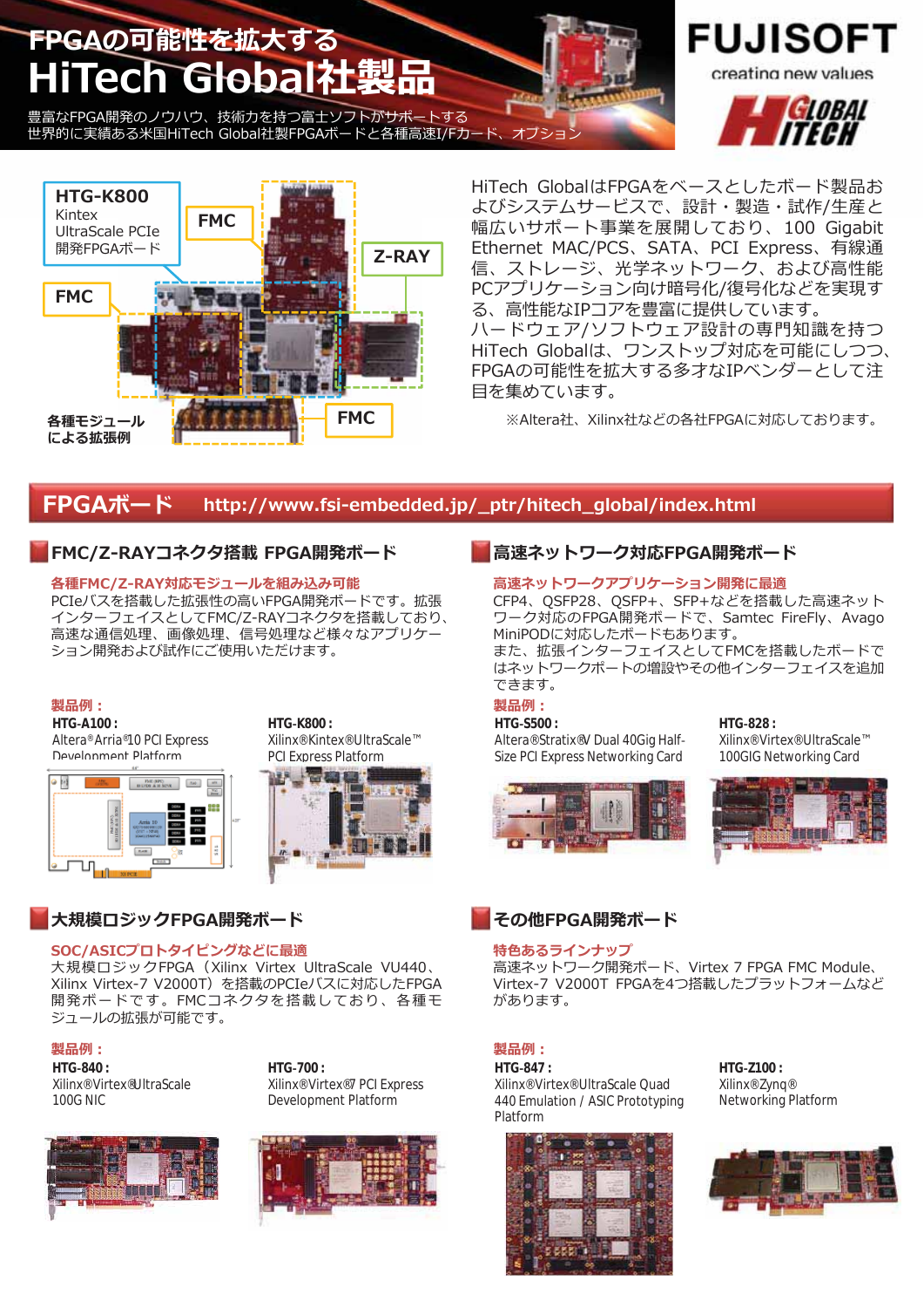# FPGAの可能性を拡大する HiTech Global社製品

豊富なFPGA開発のノウハウ、技術力を持つ富士ソフトがサポートする
世界的に実績ある米国HiTech Global社製FPGAボードと各種高速I/Fカード、オプション

FUJISOFT
creating new values

HTG-K800
Kintex
UltraScale PCIe
開発FPGAボード

FMC

Z-RAY

FMC

FMC

各種モジュール
による拡張例

HiTech GlobalはFPGAをベースとしたボード製品およびシステムサービスで、設計・製造・試作/生産と幅広いサポート事業を展開しており、100 Gigabit Ethernet MAC/PCS、SATA、PCI Express、有線通信、ストレージ、光学ネットワーク、および高性能PCアプリケーション向け暗号化/復号化などを実現する、高性能なIPコアを豊富に提供しています。
ハードウェア/ソフトウェア設計の専門知識を持つHiTech Globalは、ワンストップ対応を可能にしつつ、FPGAの可能性を拡大する多才なIPベンダーとして注目を集めています。

※Altera社、Xilinx社などの各社FPGAに対応しております。

## FPGAボード http://www.fsi-embedded.jp/_ptr/hitech_global/index.html

### FMC/Z-RAYコネクタ搭載 FPGA開発ボード

**各種FMC/Z-RAY対応モジュールを組み込み可能**

PCIeバスを搭載した拡張性の高いFPGA開発ボードです。拡張インターフェイスとしてFMC/Z-RAYコネクタを搭載しており、高速な通信処理、画像処理、信号処理など様々なアプリケーション開発および試作にご使用いただけます。

**製品例：**

- **HTG-A100：** Altera® Arria®10 PCI Express Development Platform
- **HTG-K800：** Xilinx®Kintex®UltraScale™ PCI Express Platform

### 高速ネットワーク対応FPGA開発ボード

**高速ネットワークアプリケーション開発に最適**

CFP4、QSFP28、QSFP+、SFP+などを搭載した高速ネットワーク対応のFPGA開発ボードで、Samtec FireFly、Avago MiniPODに対応したボードもあります。
また、拡張インターフェイスとしてFMCを搭載したボードではネットワークポートの増設やその他インターフェイスを追加できます。

**製品例：**

- **HTG-S500：** Altera®Stratix®V Dual 40Gig Half-Size PCI Express Networking Card
- **HTG-828：** Xilinx®Virtex®UltraScale™ 100GIG Networking Card

### 大規模ロジックFPGA開発ボード

**SOC/ASICプロトタイピングなどに最適**

大規模ロジックFPGA（Xilinx Virtex UltraScale VU440、Xilinx Virtex-7 V2000T）を搭載のPCIeバスに対応したFPGA開発ボードです。FMCコネクタを搭載しており、各種モジュールの拡張が可能です。

**製品例：**

- **HTG-840：** Xilinx®Virtex®UltraScale 100G NIC
- **HTG-700：** Xilinx®Virtex®7 PCI Express Development Platform

### その他FPGA開発ボード

**特色あるラインナップ**

高速ネットワーク開発ボード、Virtex 7 FPGA FMC Module、Virtex-7 V2000T FPGAを4つ搭載したプラットフォームなどがあります。

**製品例：**

- **HTG-847：** Xilinx®Virtex®UltraScale Quad 440 Emulation / ASIC Prototyping Platform
- **HTG-Z100：** Xilinx®Zynq® Networking Platform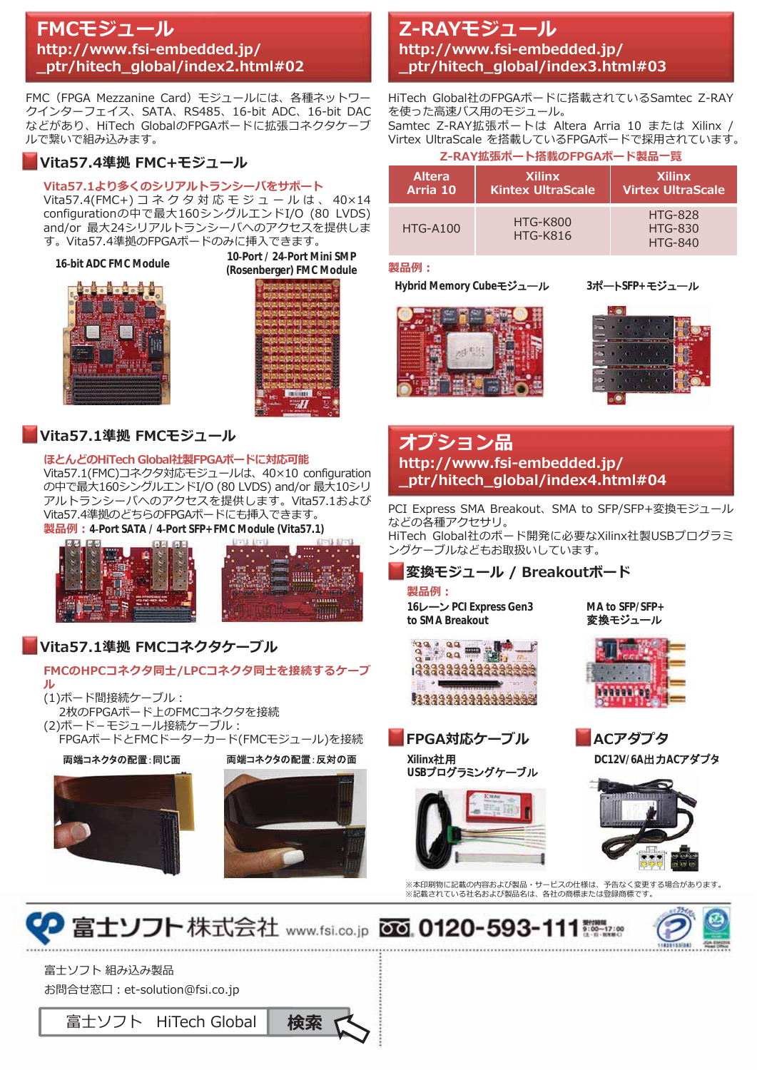# FMCモジュール

http://www.fsi-embedded.jp/_ptr/hitech_global/index2.html#02

FMC（FPGA Mezzanine Card）モジュールには、各種ネットワークインターフェイス、SATA、RS485、16-bit ADC、16-bit DACなどがあり、HiTech GlobalのFPGAボードに拡張コネクタケーブルで繋いで組み込みます。

## Vita57.4準拠 FMC+モジュール

**Vita57.1より多くのシリアルトランシーバをサポート**

Vita57.4(FMC+)コネクタ対応モジュールは、40×14 configurationの中で最大160シングルエンドI/O (80 LVDS) and/or 最大24シリアルトランシーバへのアクセスを提供します。Vita57.4準拠のFPGAボードのみに挿入できます。

16-bit ADC FMC Module

10-Port / 24-Port Mini SMP (Rosenberger) FMC Module

## Vita57.1準拠 FMCモジュール

**ほとんどのHiTech Global社製FPGAボードに対応可能**

Vita57.1(FMC)コネクタ対応モジュールは、40×10 configurationの中で最大160シングルエンドI/O (80 LVDS) and/or 最大10シリアルトランシーバへのアクセスを提供します。Vita57.1およびVita57.4準拠のどちらのFPGAボードにも挿入できます。

**製品例：** 4-Port SATA / 4-Port SFP+ FMC Module (Vita57.1)

## Vita57.1準拠 FMCコネクタケーブル

**FMCのHPCコネクタ同士/LPCコネクタ同士を接続するケーブル**

(1)ボード間接続ケーブル：
2枚のFPGAボード上のFMCコネクタを接続

(2)ボード－モジュール接続ケーブル：
FPGAボードとFMCドーターカード(FMCモジュール)を接続

両端コネクタの配置：同じ面

両端コネクタの配置：反対の面

# Z-RAYモジュール

http://www.fsi-embedded.jp/_ptr/hitech_global/index3.html#03

HiTech Global社のFPGAボードに搭載されているSamtec Z-RAYを使った高速バス用のモジュール。
Samtec Z-RAY拡張ポートは Altera Arria 10 または Xilinx / Virtex UltraScale を搭載しているFPGAボードで採用されています。

**Z-RAY拡張ポート搭載のFPGAボード製品一覧**

| Altera Arria 10 | Xilinx Kintex UltraScale | Xilinx Virtex UltraScale |
|---|---|---|
| HTG-A100 | HTG-K800<br>HTG-K816 | HTG-828<br>HTG-830<br>HTG-840 |

**製品例：**

Hybrid Memory Cubeモジュール

3ポートSFP+モジュール

# オプション品

http://www.fsi-embedded.jp/_ptr/hitech_global/index4.html#04

PCI Express SMA Breakout、SMA to SFP/SFP+変換モジュールなどの各種アクセサリ。
HiTech Globalのボード開発に必要なXilinx社製USBプログラミングケーブルなどもお取扱いしています。

## 変換モジュール / Breakoutボード

**製品例：**

16レーン PCI Express Gen3 to SMA Breakout

MA to SFP/SFP+ 変換モジュール

## FPGA対応ケーブル

Xilinx社用 USBプログラミングケーブル

## ACアダプタ

DC12V/6A出力ACアダプタ

※本印刷物に記載の内容および製品・サービスの仕様は、予告なく変更する場合があります。
※記載されている社名および製品名は、各社の商標または登録商標です。

富士ソフト株式会社 www.fsi.co.jp 0120-593-111 受付時間 9:00～17:00 (土・日・祝除く)

富士ソフト 組み込み製品
お問合せ窓口：et-solution@fsi.co.jp

富士ソフト HiTech Global 検索